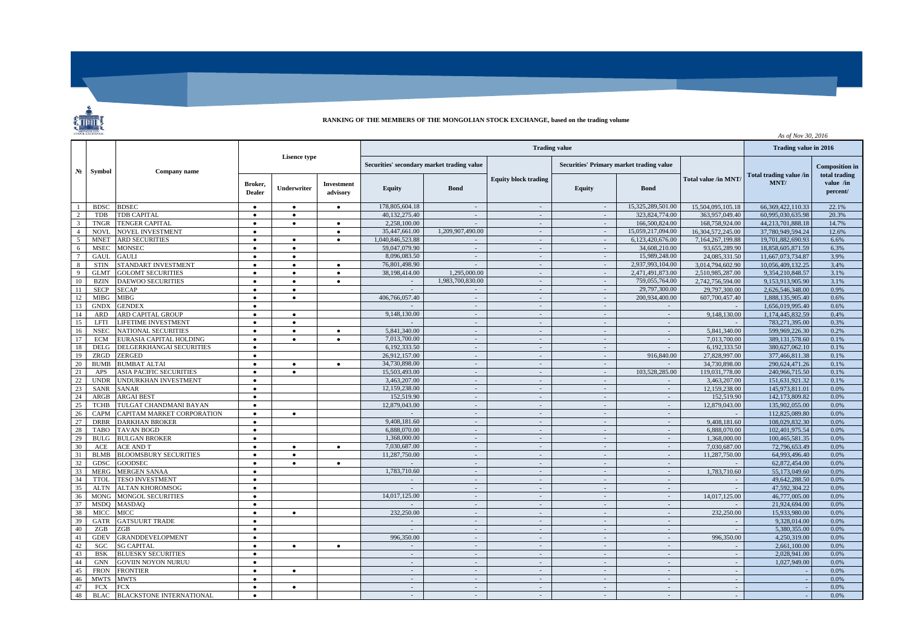**RANKING OF THE MEMBERS OF THE MONGOLIAN STOCK EXCHANGE, based on the trading volume**

*As of Nov 30, 2016*

| № | Symbol | Company name | Lisence type | | | Trading value | | | | | | Trading value in 2016 | |
|---|---|---|---|---|---|---|---|---|---|---|---|---|---|
| | | | | | | Securities' secondary market trading value | | Equity block trading | Securities' Primary market trading value | | Total value /in MNT/ | Total trading value /in MNT/ | Composition in total trading value /in percent/ |
| | | | Broker, Dealer | Underwriter | Investment advisory | Equity | Bond | | Equity | Bond | | | |
| 1 | BDSC | BDSEC | ● | ● | ● | 178,805,604.18 | - | - | - | 15,325,289,501.00 | 15,504,095,105.18 | 66,369,422,110.33 | 22.1% |
| 2 | TDB | TDB CAPITAL | ● | ● | | 40,132,275.40 | - | - | - | 323,824,774.00 | 363,957,049.40 | 60,995,030,635.98 | 20.3% |
| 3 | TNGR | TENGER CAPITAL | ● | ● | ● | 2,258,100.00 | - | - | - | 166,500,824.00 | 168,758,924.00 | 44,213,701,888.18 | 14.7% |
| 4 | NOVL | NOVEL INVESTMENT | ● | | ● | 35,447,661.00 | 1,209,907,490.00 | - | - | 15,059,217,094.00 | 16,304,572,245.00 | 37,780,949,594.24 | 12.6% |
| 5 | MNET | ARD SECURITIES | ● | ● | ● | 1,040,846,523.88 | - | - | - | 6,123,420,676.00 | 7,164,267,199.88 | 19,701,882,690.93 | 6.6% |
| 6 | MSEC | MONSEC | ● | ● | | 59,047,079.90 | - | - | - | 34,608,210.00 | 93,655,289.90 | 18,858,605,871.59 | 6.3% |
| 7 | GAUL | GAULI | ● | ● | | 8,096,083.50 | - | - | - | 15,989,248.00 | 24,085,331.50 | 11,667,073,734.87 | 3.9% |
| 8 | STIN | STANDART INVESTMENT | ● | ● | ● | 76,801,498.90 | - | - | - | 2,937,993,104.00 | 3,014,794,602.90 | 10,056,409,132.25 | 3.4% |
| 9 | GLMT | GOLOMT SECURITIES | ● | ● | ● | 38,198,414.00 | 1,295,000.00 | - | - | 2,471,491,873.00 | 2,510,985,287.00 | 9,354,210,848.57 | 3.1% |
| 10 | BZIN | DAEWOO SECURITIES | ● | ● | ● | - | 1,983,700,830.00 | - | - | 759,055,764.00 | 2,742,756,594.00 | 9,153,913,905.90 | 3.1% |
| 11 | SECP | SECAP | ● | ● | | - | - | - | - | 29,797,300.00 | 29,797,300.00 | 2,626,546,348.00 | 0.9% |
| 12 | MIBG | MIBG | ● | ● | | 406,766,057.40 | - | - | - | 200,934,400.00 | 607,700,457.40 | 1,888,135,905.40 | 0.6% |
| 13 | GNDX | GENDEX | ● | | | - | - | - | - | - | - | 1,656,019,995.40 | 0.6% |
| 14 | ARD | ARD CAPITAL GROUP | ● | ● | | 9,148,130.00 | - | - | - | - | 9,148,130.00 | 1,174,445,832.59 | 0.4% |
| 15 | LFTI | LIFETIME INVESTMENT | ● | ● | | - | - | - | - | - | - | 783,271,395.00 | 0.3% |
| 16 | NSEC | NATIONAL SECURITIES | ● | ● | ● | 5,841,340.00 | - | - | - | - | 5,841,340.00 | 599,969,226.30 | 0.2% |
| 17 | ECM | EURASIA CAPITAL HOLDING | ● | ● | ● | 7,013,700.00 | - | - | - | - | 7,013,700.00 | 389,131,578.60 | 0.1% |
| 18 | DELG | DELGERKHANGAI SECURITIES | ● | | | 6,192,333.50 | - | - | - | - | 6,192,333.50 | 380,627,062.10 | 0.1% |
| 19 | ZRGD | ZERGED | ● | | | 26,912,157.00 | - | - | - | 916,840.00 | 27,828,997.00 | 377,466,811.38 | 0.1% |
| 20 | BUMB | BUMBAT ALTAI | ● | ● | ● | 34,730,898.00 | - | - | - | - | 34,730,898.00 | 290,624,471.26 | 0.1% |
| 21 | APS | ASIA PACIFIC SECURITIES | ● | ● | | 15,503,493.00 | - | - | - | 103,528,285.00 | 119,031,778.00 | 240,966,715.50 | 0.1% |
| 22 | UNDR | UNDURKHAN INVESTMENT | ● | | | 3,463,207.00 | - | - | - | - | 3,463,207.00 | 151,631,921.32 | 0.1% |
| 23 | SANR | SANAR | ● | | | 12,159,238.00 | - | - | - | - | 12,159,238.00 | 145,973,811.01 | 0.0% |
| 24 | ARGB | ARGAI BEST | ● | | | 152,519.90 | - | - | - | - | 152,519.90 | 142,173,809.82 | 0.0% |
| 25 | TCHB | TULGAT CHANDMANI BAYAN | ● | | | 12,879,043.00 | - | - | - | - | 12,879,043.00 | 135,902,055.00 | 0.0% |
| 26 | CAPM | CAPITAM MARKET CORPORATION | ● | ● | | - | - | - | - | - | - | 112,825,089.80 | 0.0% |
| 27 | DRBR | DARKHAN BROKER | ● | | | 9,408,181.60 | - | - | - | - | 9,408,181.60 | 108,029,832.30 | 0.0% |
| 28 | TABO | TAVAN BOGD | ● | | | 6,888,070.00 | - | - | - | - | 6,888,070.00 | 102,401,975.54 | 0.0% |
| 29 | BULG | BULGAN BROKER | ● | | | 1,368,000.00 | - | - | - | - | 1,368,000.00 | 100,465,581.35 | 0.0% |
| 30 | ACE | ACE AND T | ● | ● | ● | 7,030,687.00 | - | - | - | - | 7,030,687.00 | 72,796,653.49 | 0.0% |
| 31 | BLMB | BLOOMSBURY SECURITIES | ● | ● | | 11,287,750.00 | - | - | - | - | 11,287,750.00 | 64,993,496.40 | 0.0% |
| 32 | GDSC | GOODSEC | ● | ● | ● | - | - | - | - | - | - | 62,872,454.00 | 0.0% |
| 33 | MERG | MERGEN SANAA | ● | | | 1,783,710.60 | - | - | - | - | 1,783,710.60 | 55,173,049.60 | 0.0% |
| 34 | TTOL | TESO INVESTMENT | ● | | | - | - | - | - | - | - | 49,642,288.50 | 0.0% |
| 35 | ALTN | ALTAN KHOROMSOG | ● | | | - | - | - | - | - | - | 47,592,304.22 | 0.0% |
| 36 | MONG | MONGOL SECURITIES | ● | | | 14,017,125.00 | - | - | - | - | 14,017,125.00 | 46,777,005.00 | 0.0% |
| 37 | MSDQ | MASDAQ | ● | | | - | - | - | - | - | - | 21,924,694.00 | 0.0% |
| 38 | MICC | MICC | ● | ● | | 232,250.00 | - | - | - | - | 232,250.00 | 15,933,980.00 | 0.0% |
| 39 | GATR | GATSUURT TRADE | ● | | | - | - | - | - | - | - | 9,328,014.00 | 0.0% |
| 40 | ZGB | ZGB | ● | | | - | - | - | - | - | - | 5,380,355.00 | 0.0% |
| 41 | GDEV | GRANDDEVELOPMENT | ● | | | 996,350.00 | - | - | - | - | 996,350.00 | 4,250,319.00 | 0.0% |
| 42 | SGC | SG CAPITAL | ● | ● | ● | - | - | - | - | - | - | 2,661,100.00 | 0.0% |
| 43 | BSK | BLUESKY SECURITIES | ● | | | - | - | - | - | - | - | 2,028,941.00 | 0.0% |
| 44 | GNN | GOVIIN NOYON NURUU | ● | | | - | - | - | - | - | - | 1,027,949.00 | 0.0% |
| 45 | FRON | FRONTIER | ● | ● | | - | - | - | - | - | - | - | 0.0% |
| 46 | MWTS | MWTS | ● | | | - | - | - | - | - | - | - | 0.0% |
| 47 | FCX | FCX | ● | ● | | - | - | - | - | - | - | - | 0.0% |
| 48 | BLAC | BLACKSTONE INTERNATIONAL | ● | | | - | - | - | - | - | - | - | 0.0% |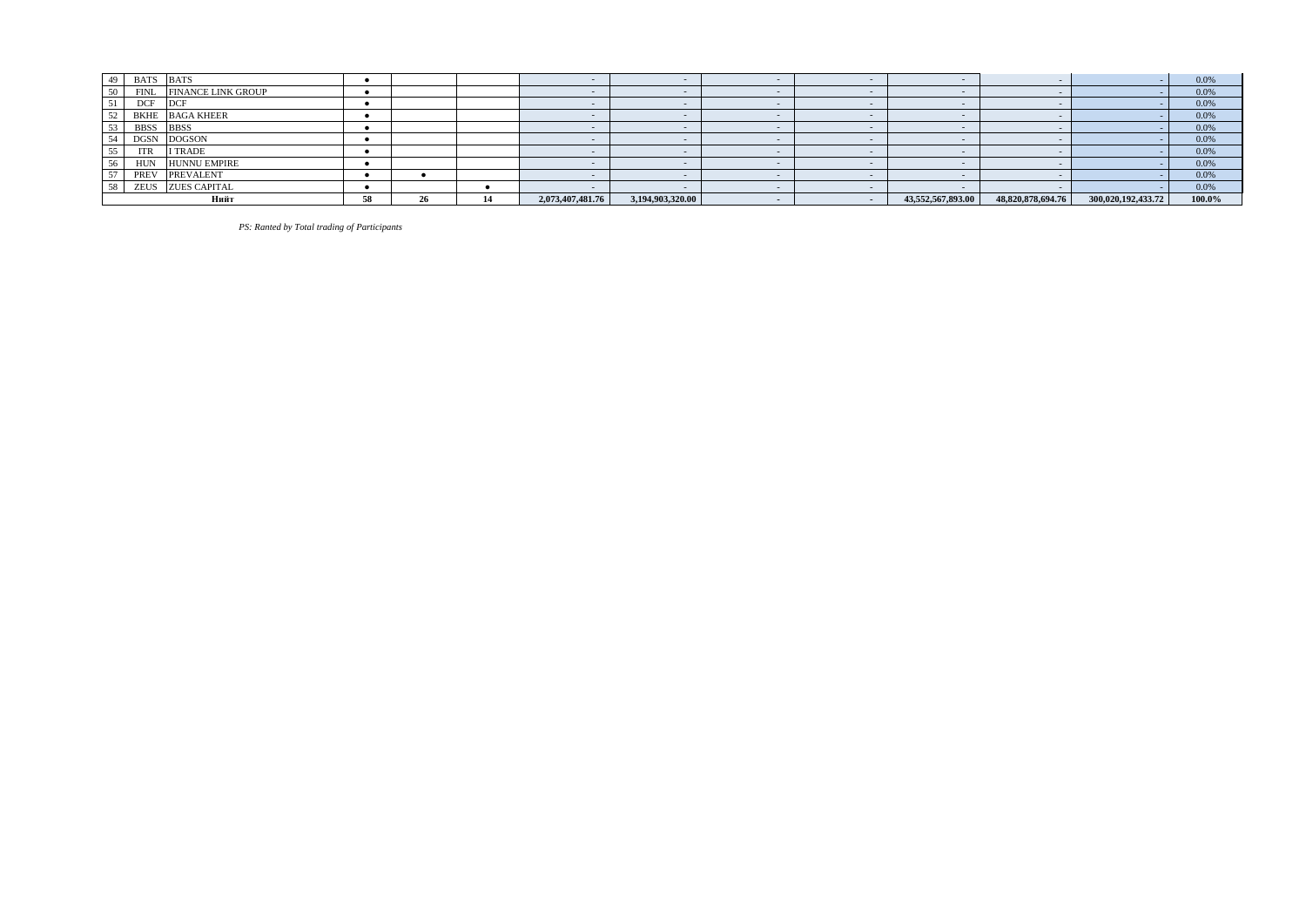| | | | | | | | | | | | | | | |
|---|---|---|---|---|---|---|---|---|---|---|---|---|---|---|
| 49 | BATS | BATS | • | | | - | - | - | - | - | - | - | 0.0% |
| 50 | FINL | FINANCE LINK GROUP | • | | | - | - | - | - | - | - | - | 0.0% |
| 51 | DCF | DCF | • | | | - | - | - | - | - | - | - | 0.0% |
| 52 | BKHE | BAGA KHEER | • | | | - | - | - | - | - | - | - | 0.0% |
| 53 | BBSS | BBSS | • | | | - | - | - | - | - | - | - | 0.0% |
| 54 | DGSN | DOGSON | • | | | - | - | - | - | - | - | - | 0.0% |
| 55 | ITR | I TRADE | • | | | - | - | - | - | - | - | - | 0.0% |
| 56 | HUN | HUNNU EMPIRE | • | | | - | - | - | - | - | - | - | 0.0% |
| 57 | PREV | PREVALENT | • | • | | - | - | - | - | - | - | - | 0.0% |
| 58 | ZEUS | ZUES CAPITAL | • | | • | - | - | - | - | - | - | - | 0.0% |
| **Нийт** | | | **58** | **26** | **14** | **2,073,407,481.76** | **3,194,903,320.00** | **-** | **-** | **43,552,567,893.00** | **48,820,878,694.76** | **300,020,192,433.72** | **100.0%** |

*PS: Ranted by Total trading of Participants*